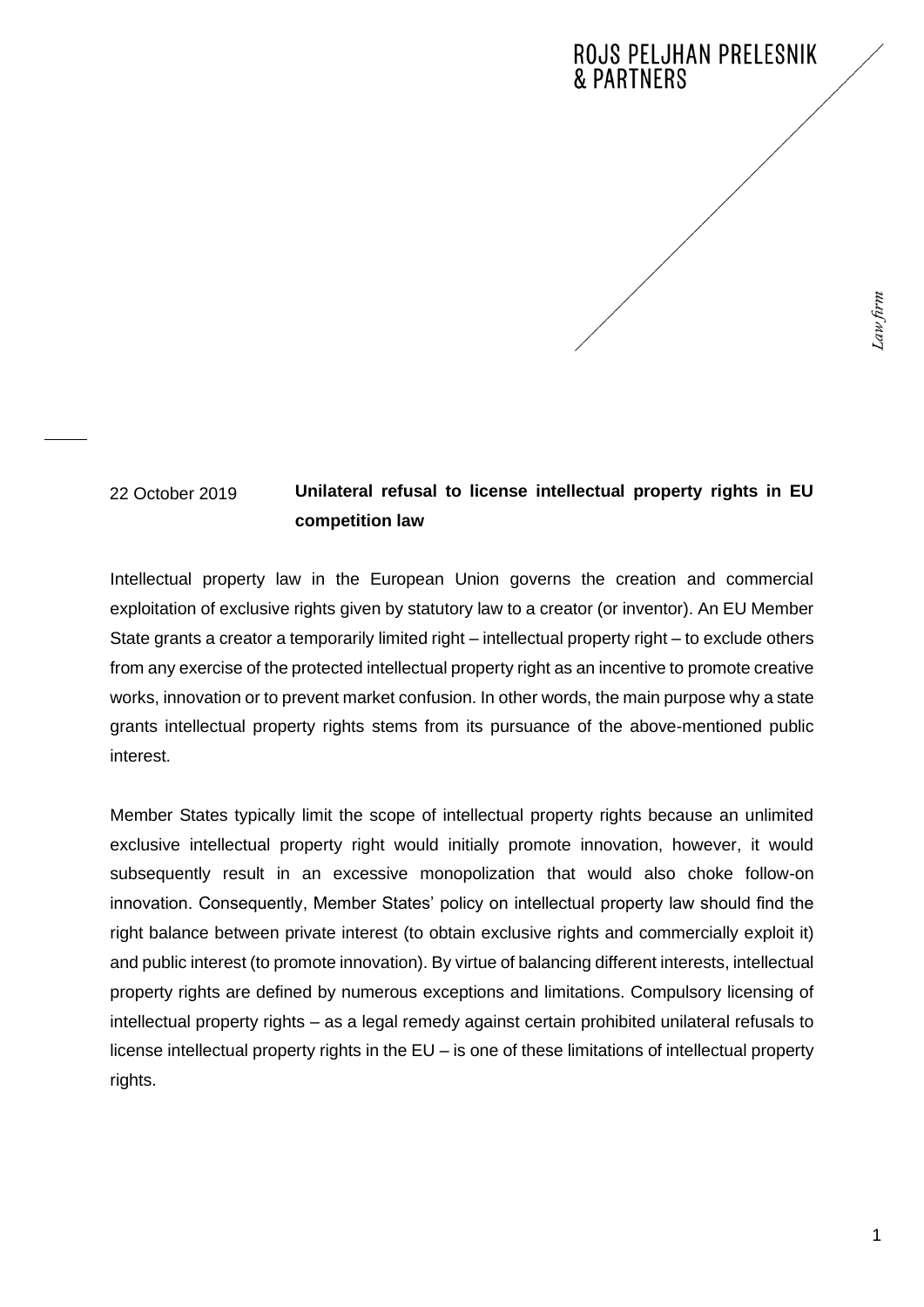ROJS PELJHAN PRELESNIK & PARTNERS

*Law firm*

22 October 2019

# Unilateral refusal to license intellectual property rights in EU competition law

Intellectual property law in the European Union governs the creation and commercial exploitation of exclusive rights given by statutory law to a creator (or inventor). An EU Member State grants a creator a temporarily limited right – intellectual property right – to exclude others from any exercise of the protected intellectual property right as an incentive to promote creative works, innovation or to prevent market confusion. In other words, the main purpose why a state grants intellectual property rights stems from its pursuance of the above-mentioned public interest.

Member States typically limit the scope of intellectual property rights because an unlimited exclusive intellectual property right would initially promote innovation, however, it would subsequently result in an excessive monopolization that would also choke follow-on innovation. Consequently, Member States' policy on intellectual property law should find the right balance between private interest (to obtain exclusive rights and commercially exploit it) and public interest (to promote innovation). By virtue of balancing different interests, intellectual property rights are defined by numerous exceptions and limitations. Compulsory licensing of intellectual property rights – as a legal remedy against certain prohibited unilateral refusals to license intellectual property rights in the EU – is one of these limitations of intellectual property rights.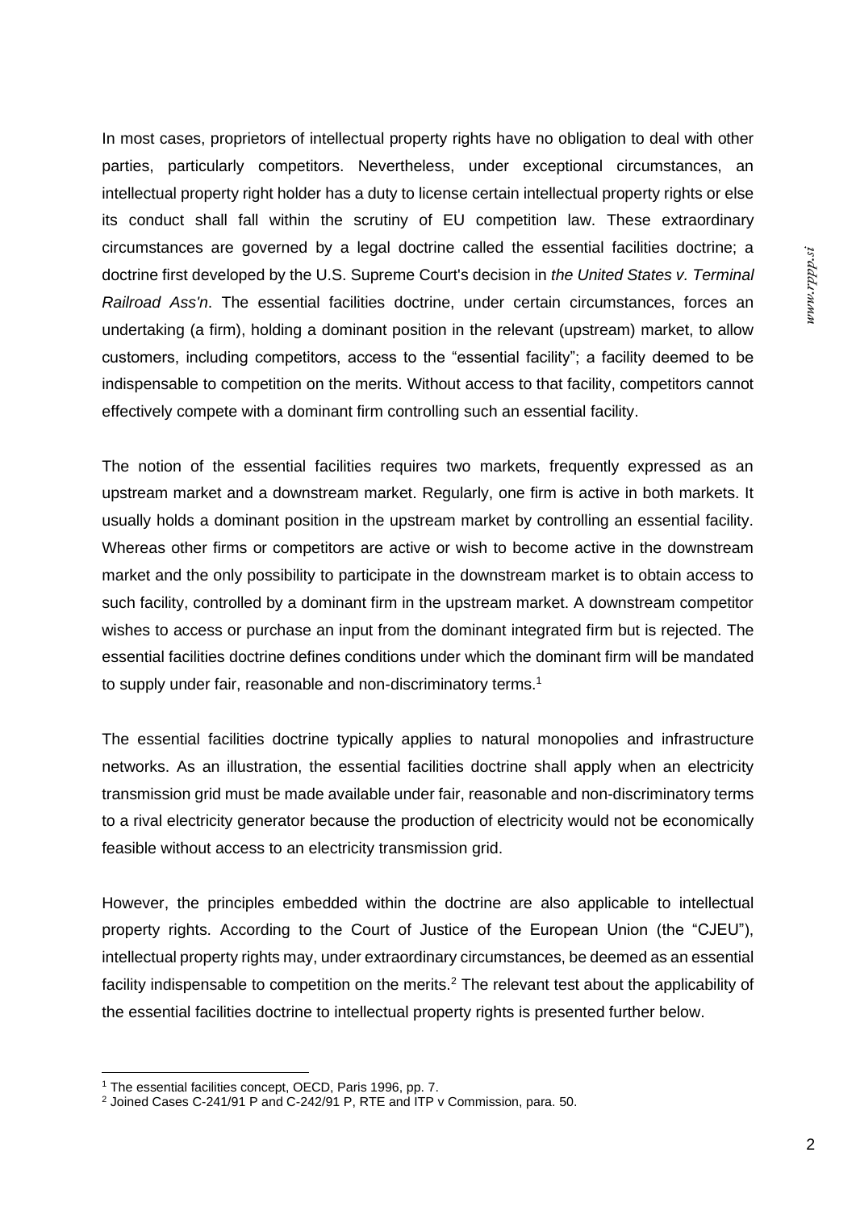In most cases, proprietors of intellectual property rights have no obligation to deal with other parties, particularly competitors. Nevertheless, under exceptional circumstances, an intellectual property right holder has a duty to license certain intellectual property rights or else its conduct shall fall within the scrutiny of EU competition law. These extraordinary circumstances are governed by a legal doctrine called the essential facilities doctrine; a doctrine first developed by the U.S. Supreme Court's decision in *the United States v. Terminal Railroad Ass'n*. The essential facilities doctrine, under certain circumstances, forces an undertaking (a firm), holding a dominant position in the relevant (upstream) market, to allow customers, including competitors, access to the "essential facility"; a facility deemed to be indispensable to competition on the merits. Without access to that facility, competitors cannot effectively compete with a dominant firm controlling such an essential facility.

The notion of the essential facilities requires two markets, frequently expressed as an upstream market and a downstream market. Regularly, one firm is active in both markets. It usually holds a dominant position in the upstream market by controlling an essential facility. Whereas other firms or competitors are active or wish to become active in the downstream market and the only possibility to participate in the downstream market is to obtain access to such facility, controlled by a dominant firm in the upstream market. A downstream competitor wishes to access or purchase an input from the dominant integrated firm but is rejected. The essential facilities doctrine defines conditions under which the dominant firm will be mandated to supply under fair, reasonable and non-discriminatory terms.[1]

The essential facilities doctrine typically applies to natural monopolies and infrastructure networks. As an illustration, the essential facilities doctrine shall apply when an electricity transmission grid must be made available under fair, reasonable and non-discriminatory terms to a rival electricity generator because the production of electricity would not be economically feasible without access to an electricity transmission grid.

However, the principles embedded within the doctrine are also applicable to intellectual property rights. According to the Court of Justice of the European Union (the "CJEU"), intellectual property rights may, under extraordinary circumstances, be deemed as an essential facility indispensable to competition on the merits.[2] The relevant test about the applicability of the essential facilities doctrine to intellectual property rights is presented further below.

---

[1] The essential facilities concept, OECD, Paris 1996, pp. 7.

[2] Joined Cases C-241/91 P and C-242/91 P, RTE and ITP v Commission, para. 50.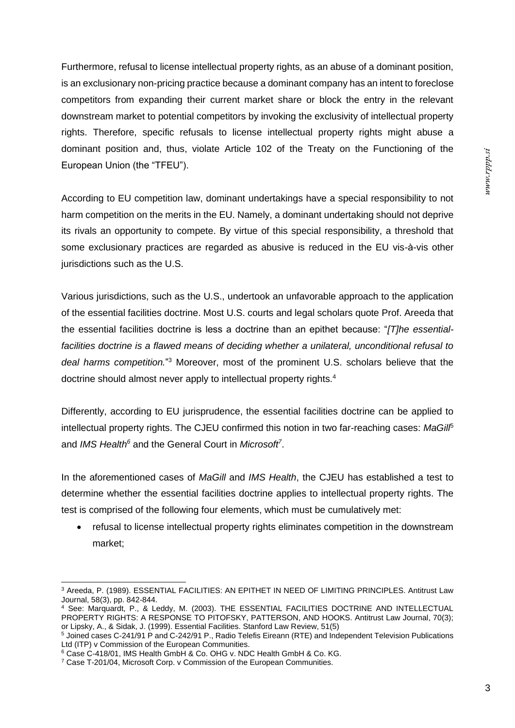Furthermore, refusal to license intellectual property rights, as an abuse of a dominant position, is an exclusionary non-pricing practice because a dominant company has an intent to foreclose competitors from expanding their current market share or block the entry in the relevant downstream market to potential competitors by invoking the exclusivity of intellectual property rights. Therefore, specific refusals to license intellectual property rights might abuse a dominant position and, thus, violate Article 102 of the Treaty on the Functioning of the European Union (the "TFEU").

According to EU competition law, dominant undertakings have a special responsibility to not harm competition on the merits in the EU. Namely, a dominant undertaking should not deprive its rivals an opportunity to compete. By virtue of this special responsibility, a threshold that some exclusionary practices are regarded as abusive is reduced in the EU vis-à-vis other jurisdictions such as the U.S.

Various jurisdictions, such as the U.S., undertook an unfavorable approach to the application of the essential facilities doctrine. Most U.S. courts and legal scholars quote Prof. Areeda that the essential facilities doctrine is less a doctrine than an epithet because: "*[T]he essential-facilities doctrine is a flawed means of deciding whether a unilateral, unconditional refusal to deal harms competition.*"[3] Moreover, most of the prominent U.S. scholars believe that the doctrine should almost never apply to intellectual property rights.[4]

Differently, according to EU jurisprudence, the essential facilities doctrine can be applied to intellectual property rights. The CJEU confirmed this notion in two far-reaching cases: *MaGill*[5] and *IMS Health*[6] and the General Court in *Microsoft*[7].

In the aforementioned cases of *MaGill* and *IMS Health*, the CJEU has established a test to determine whether the essential facilities doctrine applies to intellectual property rights. The test is comprised of the following four elements, which must be cumulatively met:

- refusal to license intellectual property rights eliminates competition in the downstream market;

---

[3] Areeda, P. (1989). ESSENTIAL FACILITIES: AN EPITHET IN NEED OF LIMITING PRINCIPLES. Antitrust Law Journal, 58(3), pp. 842-844.

[4] See: Marquardt, P., & Leddy, M. (2003). THE ESSENTIAL FACILITIES DOCTRINE AND INTELLECTUAL PROPERTY RIGHTS: A RESPONSE TO PITOFSKY, PATTERSON, AND HOOKS. Antitrust Law Journal, 70(3); or Lipsky, A., & Sidak, J. (1999). Essential Facilities. Stanford Law Review, 51(5)

[5] Joined cases C-241/91 P and C-242/91 P., Radio Telefis Eireann (RTE) and Independent Television Publications Ltd (ITP) v Commission of the European Communities.

[6] Case C-418/01, IMS Health GmbH & Co. OHG v. NDC Health GmbH & Co. KG.

[7] Case T-201/04, Microsoft Corp. v Commission of the European Communities.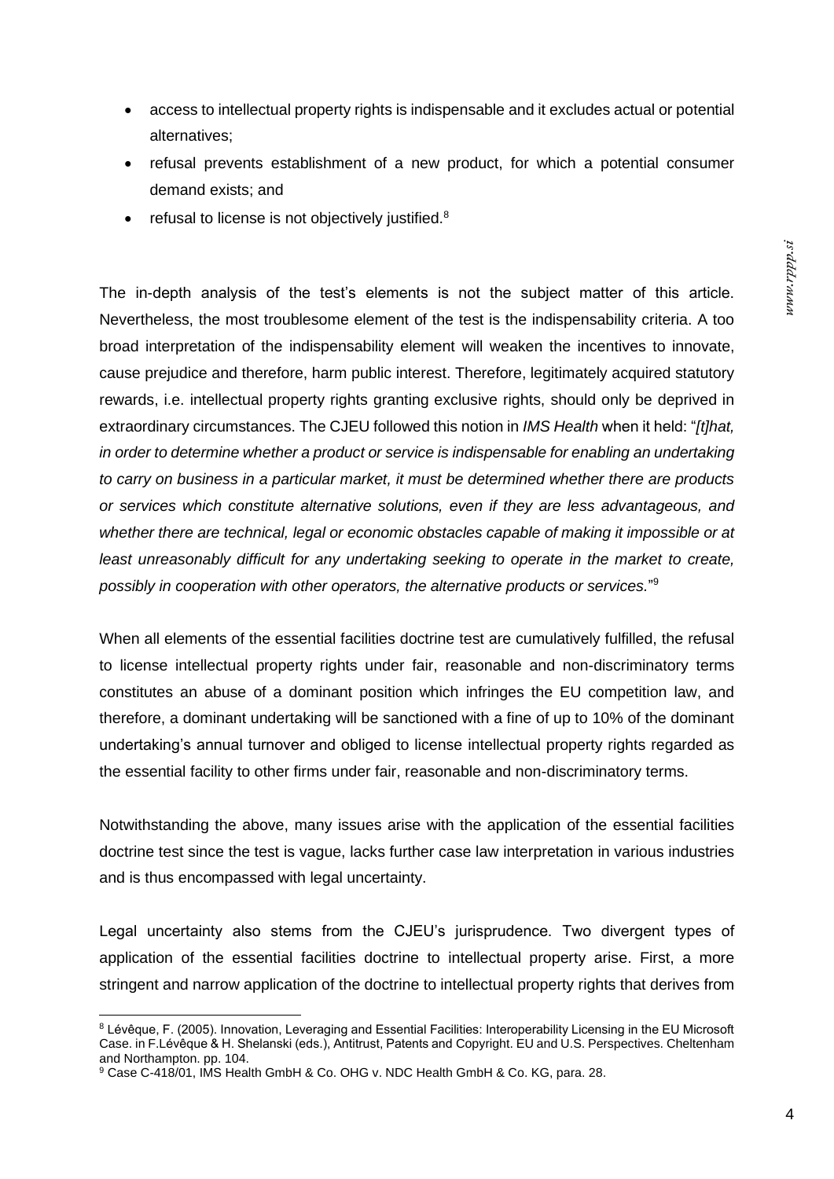- access to intellectual property rights is indispensable and it excludes actual or potential alternatives;
- refusal prevents establishment of a new product, for which a potential consumer demand exists; and
- refusal to license is not objectively justified.[8]

The in-depth analysis of the test's elements is not the subject matter of this article. Nevertheless, the most troublesome element of the test is the indispensability criteria. A too broad interpretation of the indispensability element will weaken the incentives to innovate, cause prejudice and therefore, harm public interest. Therefore, legitimately acquired statutory rewards, i.e. intellectual property rights granting exclusive rights, should only be deprived in extraordinary circumstances. The CJEU followed this notion in *IMS Health* when it held: "*[t]hat, in order to determine whether a product or service is indispensable for enabling an undertaking to carry on business in a particular market, it must be determined whether there are products or services which constitute alternative solutions, even if they are less advantageous, and whether there are technical, legal or economic obstacles capable of making it impossible or at least unreasonably difficult for any undertaking seeking to operate in the market to create, possibly in cooperation with other operators, the alternative products or services.*"[9]

When all elements of the essential facilities doctrine test are cumulatively fulfilled, the refusal to license intellectual property rights under fair, reasonable and non-discriminatory terms constitutes an abuse of a dominant position which infringes the EU competition law, and therefore, a dominant undertaking will be sanctioned with a fine of up to 10% of the dominant undertaking's annual turnover and obliged to license intellectual property rights regarded as the essential facility to other firms under fair, reasonable and non-discriminatory terms.

Notwithstanding the above, many issues arise with the application of the essential facilities doctrine test since the test is vague, lacks further case law interpretation in various industries and is thus encompassed with legal uncertainty.

Legal uncertainty also stems from the CJEU's jurisprudence. Two divergent types of application of the essential facilities doctrine to intellectual property arise. First, a more stringent and narrow application of the doctrine to intellectual property rights that derives from

---

[8] Lévêque, F. (2005). Innovation, Leveraging and Essential Facilities: Interoperability Licensing in the EU Microsoft Case. in F.Lévêque & H. Shelanski (eds.), Antitrust, Patents and Copyright. EU and U.S. Perspectives. Cheltenham and Northampton. pp. 104.

[9] Case C-418/01, IMS Health GmbH & Co. OHG v. NDC Health GmbH & Co. KG, para. 28.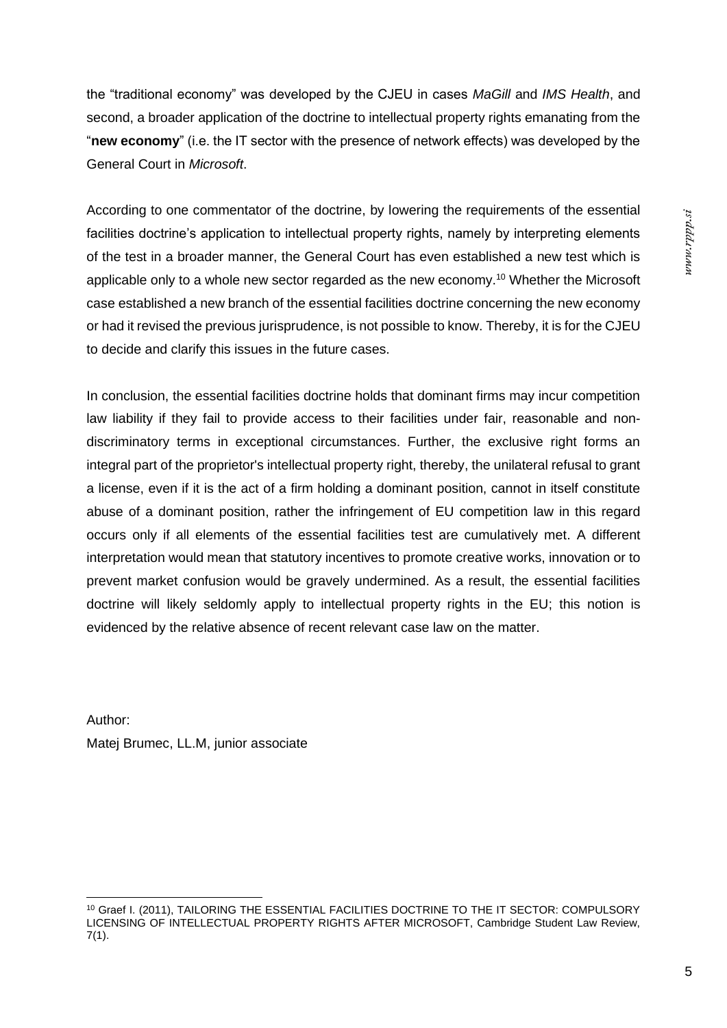the "traditional economy" was developed by the CJEU in cases *MaGill* and *IMS Health*, and second, a broader application of the doctrine to intellectual property rights emanating from the "**new economy**" (i.e. the IT sector with the presence of network effects) was developed by the General Court in *Microsoft*.

According to one commentator of the doctrine, by lowering the requirements of the essential facilities doctrine's application to intellectual property rights, namely by interpreting elements of the test in a broader manner, the General Court has even established a new test which is applicable only to a whole new sector regarded as the new economy.[10] Whether the Microsoft case established a new branch of the essential facilities doctrine concerning the new economy or had it revised the previous jurisprudence, is not possible to know. Thereby, it is for the CJEU to decide and clarify this issues in the future cases.

In conclusion, the essential facilities doctrine holds that dominant firms may incur competition law liability if they fail to provide access to their facilities under fair, reasonable and non-discriminatory terms in exceptional circumstances. Further, the exclusive right forms an integral part of the proprietor's intellectual property right, thereby, the unilateral refusal to grant a license, even if it is the act of a firm holding a dominant position, cannot in itself constitute abuse of a dominant position, rather the infringement of EU competition law in this regard occurs only if all elements of the essential facilities test are cumulatively met. A different interpretation would mean that statutory incentives to promote creative works, innovation or to prevent market confusion would be gravely undermined. As a result, the essential facilities doctrine will likely seldomly apply to intellectual property rights in the EU; this notion is evidenced by the relative absence of recent relevant case law on the matter.

Author:
Matej Brumec, LL.M, junior associate

---

[10] Graef I. (2011), TAILORING THE ESSENTIAL FACILITIES DOCTRINE TO THE IT SECTOR: COMPULSORY LICENSING OF INTELLECTUAL PROPERTY RIGHTS AFTER MICROSOFT, Cambridge Student Law Review, 7(1).